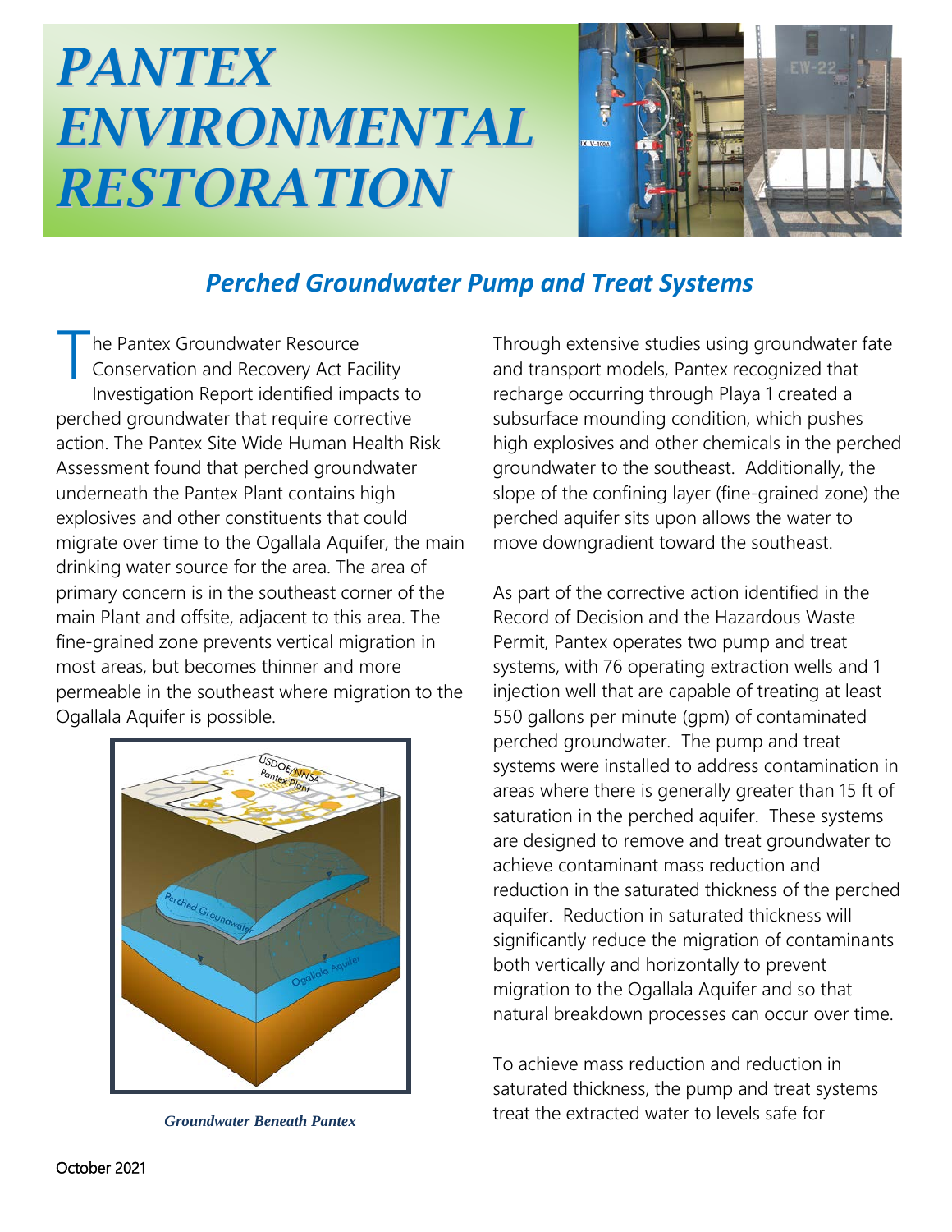# PANTEX ENVIRONMENTAL RESTORATION

## *Perched Groundwater Pump and Treat Systems*

The Pantex Groundwater Resource Conservation and Recovery Act Facility Investigation Report identified impacts to perched groundwater that require corrective action. The Pantex Site Wide Human Health Risk Assessment found that perched groundwater underneath the Pantex Plant contains high explosives and other constituents that could migrate over time to the Ogallala Aquifer, the main drinking water source for the area. The area of primary concern is in the southeast corner of the main Plant and offsite, adjacent to this area. The fine-grained zone prevents vertical migration in most areas, but becomes thinner and more permeable in the southeast where migration to the Ogallala Aquifer is possible.

*Groundwater Beneath Pantex*

Through extensive studies using groundwater fate and transport models, Pantex recognized that recharge occurring through Playa 1 created a subsurface mounding condition, which pushes high explosives and other chemicals in the perched groundwater to the southeast. Additionally, the slope of the confining layer (fine-grained zone) the perched aquifer sits upon allows the water to move downgradient toward the southeast.

As part of the corrective action identified in the Record of Decision and the Hazardous Waste Permit, Pantex operates two pump and treat systems, with 76 operating extraction wells and 1 injection well that are capable of treating at least 550 gallons per minute (gpm) of contaminated perched groundwater. The pump and treat systems were installed to address contamination in areas where there is generally greater than 15 ft of saturation in the perched aquifer. These systems are designed to remove and treat groundwater to achieve contaminant mass reduction and reduction in the saturated thickness of the perched aquifer. Reduction in saturated thickness will significantly reduce the migration of contaminants both vertically and horizontally to prevent migration to the Ogallala Aquifer and so that natural breakdown processes can occur over time.

To achieve mass reduction and reduction in saturated thickness, the pump and treat systems treat the extracted water to levels safe for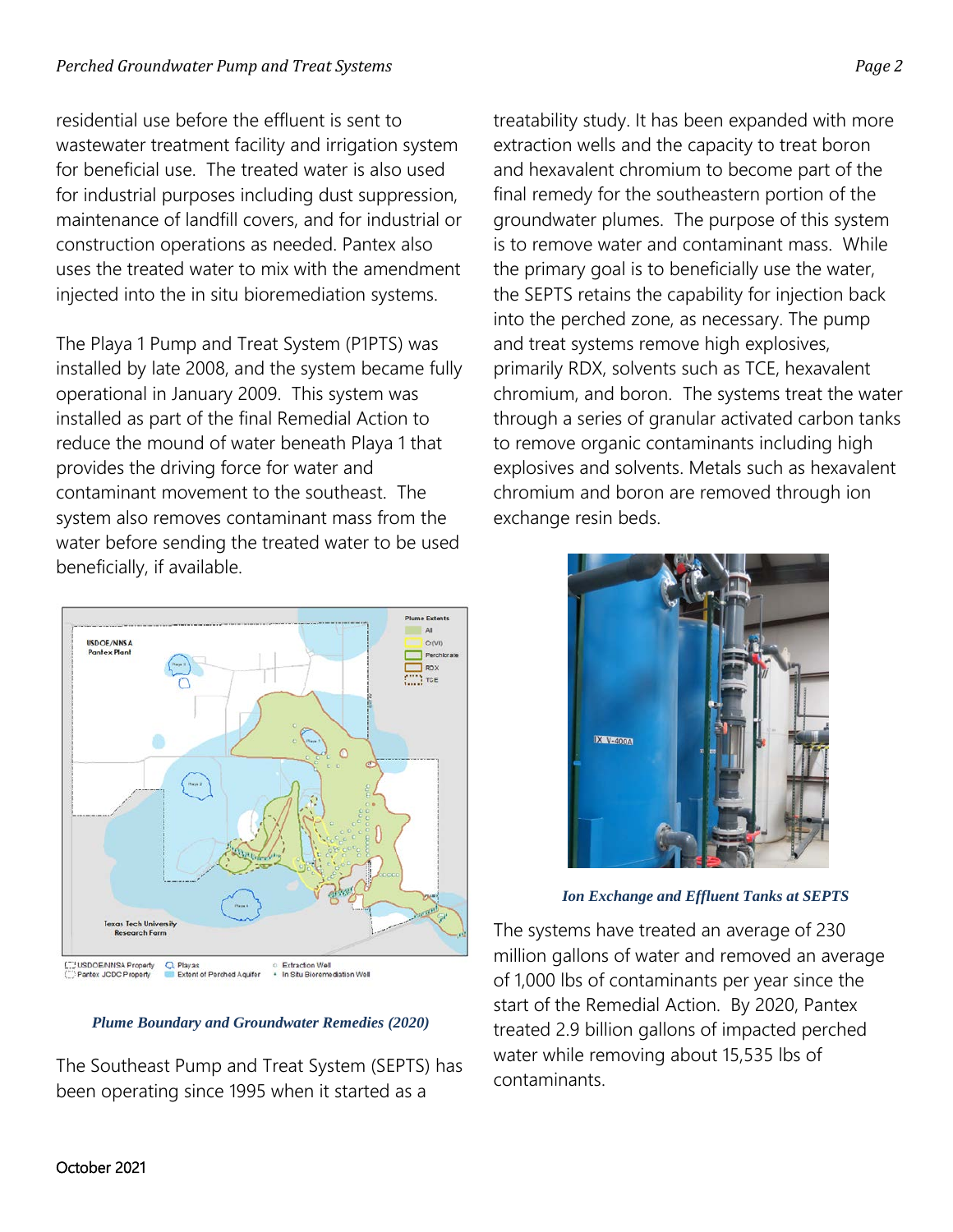residential use before the effluent is sent to wastewater treatment facility and irrigation system for beneficial use. The treated water is also used for industrial purposes including dust suppression, maintenance of landfill covers, and for industrial or construction operations as needed. Pantex also uses the treated water to mix with the amendment injected into the in situ bioremediation systems.

The Playa 1 Pump and Treat System (P1PTS) was installed by late 2008, and the system became fully operational in January 2009. This system was installed as part of the final Remedial Action to reduce the mound of water beneath Playa 1 that provides the driving force for water and contaminant movement to the southeast. The system also removes contaminant mass from the water before sending the treated water to be used beneficially, if available.

*Plume Boundary and Groundwater Remedies (2020)*

The Southeast Pump and Treat System (SEPTS) has been operating since 1995 when it started as a treatability study. It has been expanded with more extraction wells and the capacity to treat boron and hexavalent chromium to become part of the final remedy for the southeastern portion of the groundwater plumes. The purpose of this system is to remove water and contaminant mass. While the primary goal is to beneficially use the water, the SEPTS retains the capability for injection back into the perched zone, as necessary. The pump and treat systems remove high explosives, primarily RDX, solvents such as TCE, hexavalent chromium, and boron. The systems treat the water through a series of granular activated carbon tanks to remove organic contaminants including high explosives and solvents. Metals such as hexavalent chromium and boron are removed through ion exchange resin beds.

*Ion Exchange and Effluent Tanks at SEPTS*

The systems have treated an average of 230 million gallons of water and removed an average of 1,000 lbs of contaminants per year since the start of the Remedial Action. By 2020, Pantex treated 2.9 billion gallons of impacted perched water while removing about 15,535 lbs of contaminants.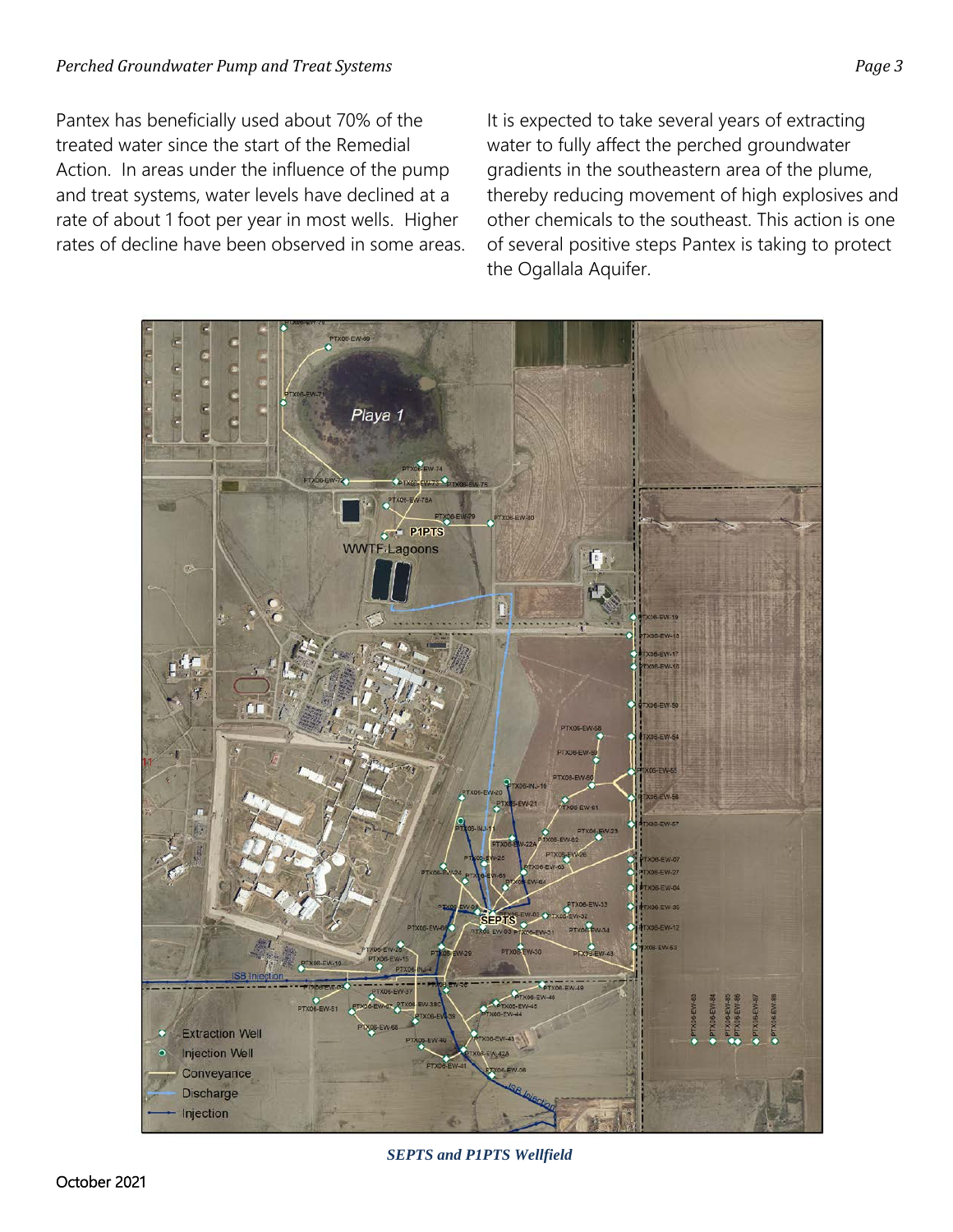Pantex has beneficially used about 70% of the treated water since the start of the Remedial Action. In areas under the influence of the pump and treat systems, water levels have declined at a rate of about 1 foot per year in most wells. Higher rates of decline have been observed in some areas.

It is expected to take several years of extracting water to fully affect the perched groundwater gradients in the southeastern area of the plume, thereby reducing movement of high explosives and other chemicals to the southeast. This action is one of several positive steps Pantex is taking to protect the Ogallala Aquifer.

*SEPTS and P1PTS Wellfield*